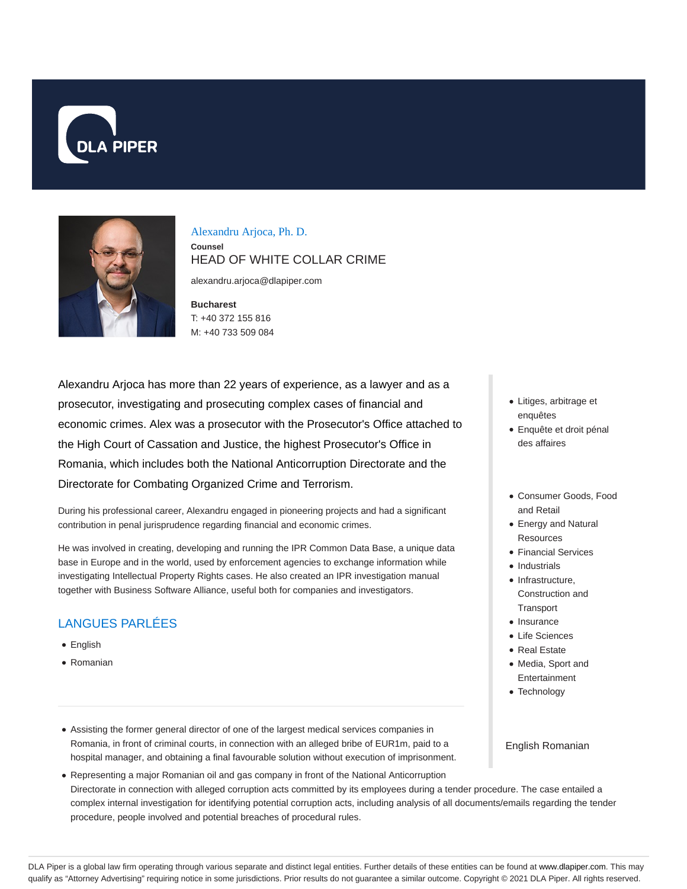DLA PIPER

## Alexandru Arjoca, Ph. D.

**Counsel**

HEAD OF WHITE COLLAR CRIME

alexandru.arjoca@dlapiper.com

**Bucharest**

T: +40 372 155 816

M: +40 733 509 084

Alexandru Arjoca has more than 22 years of experience, as a lawyer and as a prosecutor, investigating and prosecuting complex cases of financial and economic crimes. Alex was a prosecutor with the Prosecutor's Office attached to the High Court of Cassation and Justice, the highest Prosecutor's Office in Romania, which includes both the National Anticorruption Directorate and the Directorate for Combating Organized Crime and Terrorism.

During his professional career, Alexandru engaged in pioneering projects and had a significant contribution in penal jurisprudence regarding financial and economic crimes.

He was involved in creating, developing and running the IPR Common Data Base, a unique data base in Europe and in the world, used by enforcement agencies to exchange information while investigating Intellectual Property Rights cases. He also created an IPR investigation manual together with Business Software Alliance, useful both for companies and investigators.

- Litiges, arbitrage et enquêtes
- Enquête et droit pénal des affaires

- Consumer Goods, Food and Retail
- Energy and Natural Resources
- Financial Services
- Industrials
- Infrastructure, Construction and Transport
- Insurance
- Life Sciences
- Real Estate
- Media, Sport and Entertainment
- Technology

English Romanian

## LANGUES PARLÉES

- English
- Romanian

---

- Assisting the former general director of one of the largest medical services companies in Romania, in front of criminal courts, in connection with an alleged bribe of EUR1m, paid to a hospital manager, and obtaining a final favourable solution without execution of imprisonment.
- Representing a major Romanian oil and gas company in front of the National Anticorruption Directorate in connection with alleged corruption acts committed by its employees during a tender procedure. The case entailed a complex internal investigation for identifying potential corruption acts, including analysis of all documents/emails regarding the tender procedure, people involved and potential breaches of procedural rules.

DLA Piper is a global law firm operating through various separate and distinct legal entities. Further details of these entities can be found at www.dlapiper.com. This may qualify as "Attorney Advertising" requiring notice in some jurisdictions. Prior results do not guarantee a similar outcome. Copyright © 2021 DLA Piper. All rights reserved.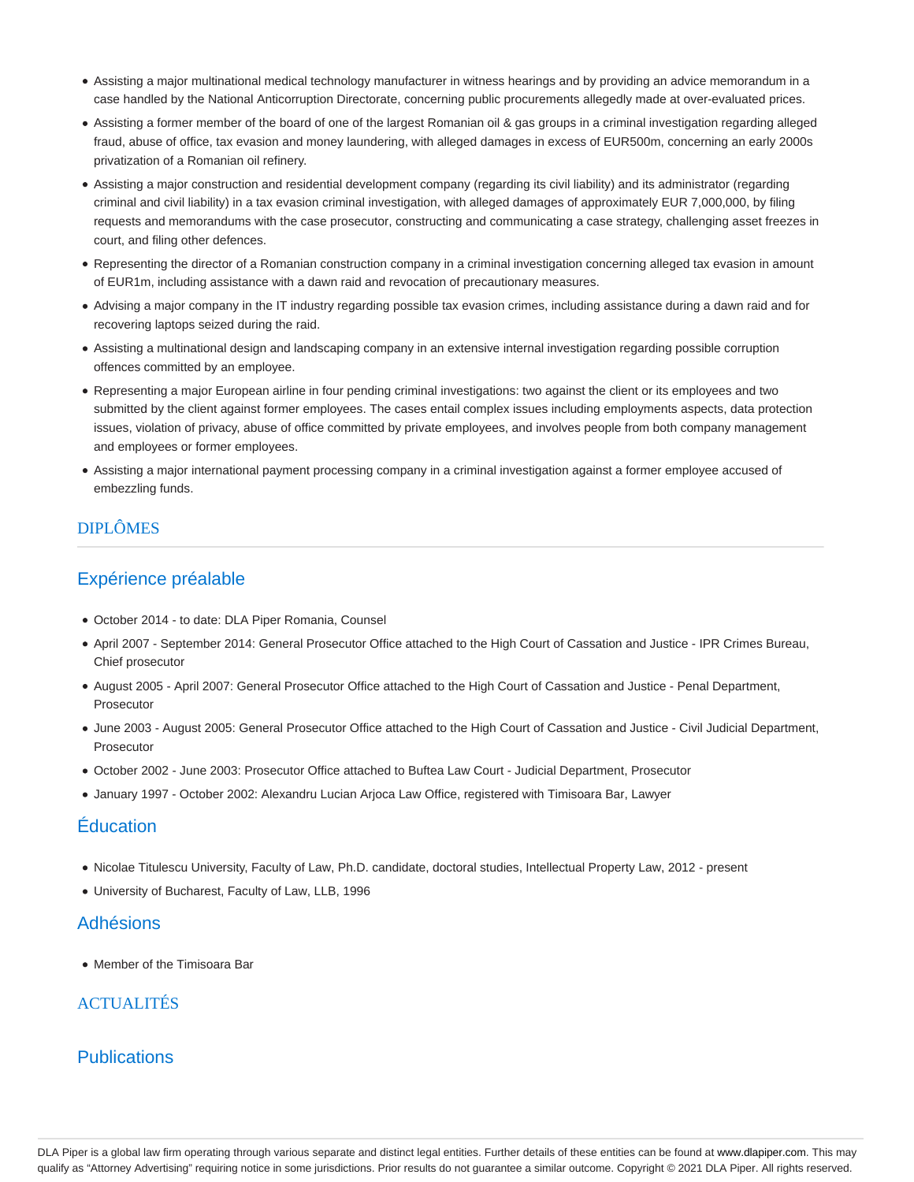- Assisting a major multinational medical technology manufacturer in witness hearings and by providing an advice memorandum in a case handled by the National Anticorruption Directorate, concerning public procurements allegedly made at over-evaluated prices.
- Assisting a former member of the board of one of the largest Romanian oil & gas groups in a criminal investigation regarding alleged fraud, abuse of office, tax evasion and money laundering, with alleged damages in excess of EUR500m, concerning an early 2000s privatization of a Romanian oil refinery.
- Assisting a major construction and residential development company (regarding its civil liability) and its administrator (regarding criminal and civil liability) in a tax evasion criminal investigation, with alleged damages of approximately EUR 7,000,000, by filing requests and memorandums with the case prosecutor, constructing and communicating a case strategy, challenging asset freezes in court, and filing other defences.
- Representing the director of a Romanian construction company in a criminal investigation concerning alleged tax evasion in amount of EUR1m, including assistance with a dawn raid and revocation of precautionary measures.
- Advising a major company in the IT industry regarding possible tax evasion crimes, including assistance during a dawn raid and for recovering laptops seized during the raid.
- Assisting a multinational design and landscaping company in an extensive internal investigation regarding possible corruption offences committed by an employee.
- Representing a major European airline in four pending criminal investigations: two against the client or its employees and two submitted by the client against former employees. The cases entail complex issues including employments aspects, data protection issues, violation of privacy, abuse of office committed by private employees, and involves people from both company management and employees or former employees.
- Assisting a major international payment processing company in a criminal investigation against a former employee accused of embezzling funds.

## DIPLÔMES

### Expérience préalable

- October 2014 - to date: DLA Piper Romania, Counsel
- April 2007 - September 2014: General Prosecutor Office attached to the High Court of Cassation and Justice - IPR Crimes Bureau, Chief prosecutor
- August 2005 - April 2007: General Prosecutor Office attached to the High Court of Cassation and Justice - Penal Department, Prosecutor
- June 2003 - August 2005: General Prosecutor Office attached to the High Court of Cassation and Justice - Civil Judicial Department, Prosecutor
- October 2002 - June 2003: Prosecutor Office attached to Buftea Law Court - Judicial Department, Prosecutor
- January 1997 - October 2002: Alexandru Lucian Arjoca Law Office, registered with Timisoara Bar, Lawyer

### Éducation

- Nicolae Titulescu University, Faculty of Law, Ph.D. candidate, doctoral studies, Intellectual Property Law, 2012 - present
- University of Bucharest, Faculty of Law, LLB, 1996

### Adhésions

- Member of the Timisoara Bar

## ACTUALITÉS

### Publications

DLA Piper is a global law firm operating through various separate and distinct legal entities. Further details of these entities can be found at www.dlapiper.com. This may qualify as "Attorney Advertising" requiring notice in some jurisdictions. Prior results do not guarantee a similar outcome. Copyright © 2021 DLA Piper. All rights reserved.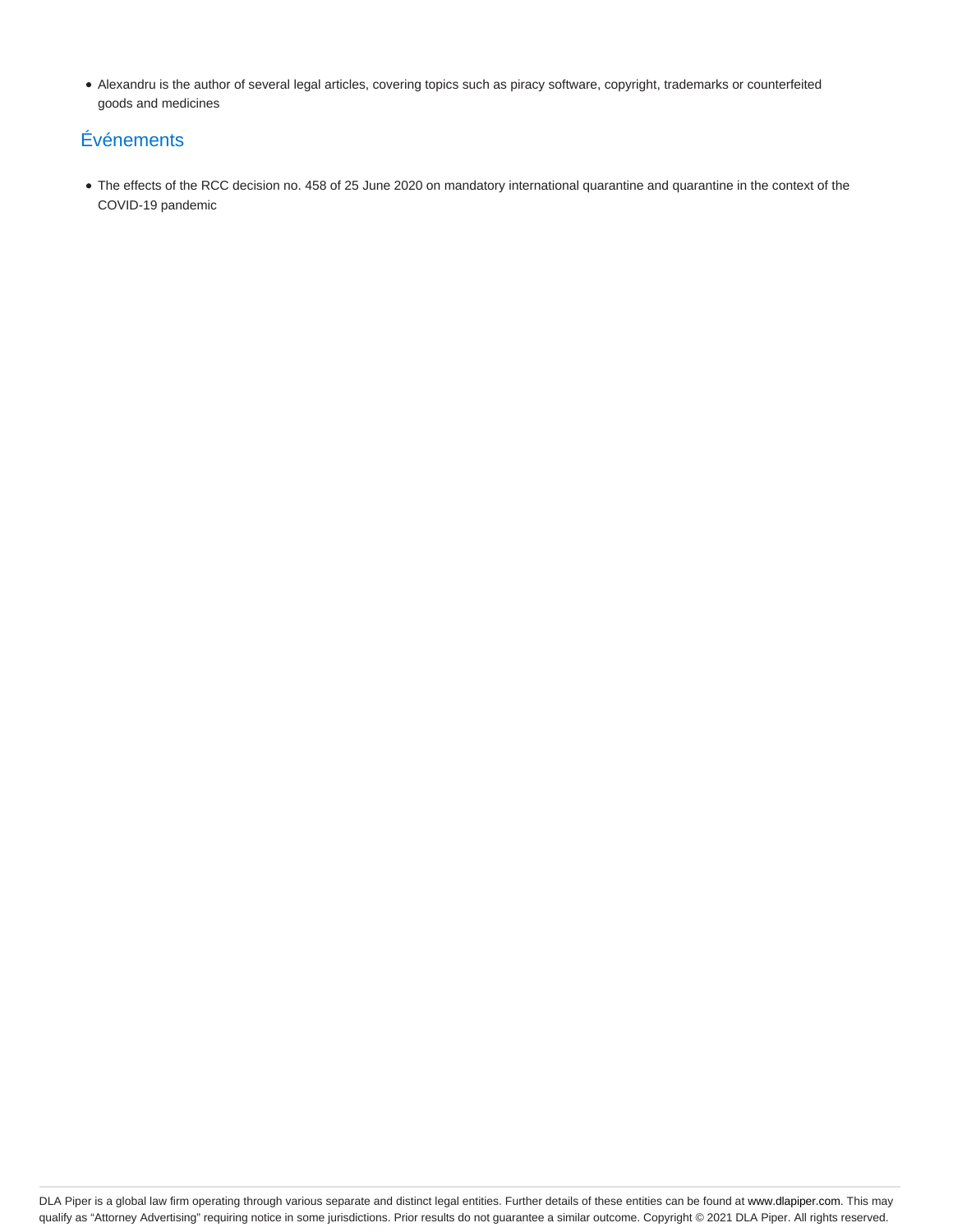- Alexandru is the author of several legal articles, covering topics such as piracy software, copyright, trademarks or counterfeited goods and medicines

## Événements

- The effects of the RCC decision no. 458 of 25 June 2020 on mandatory international quarantine and quarantine in the context of the COVID-19 pandemic